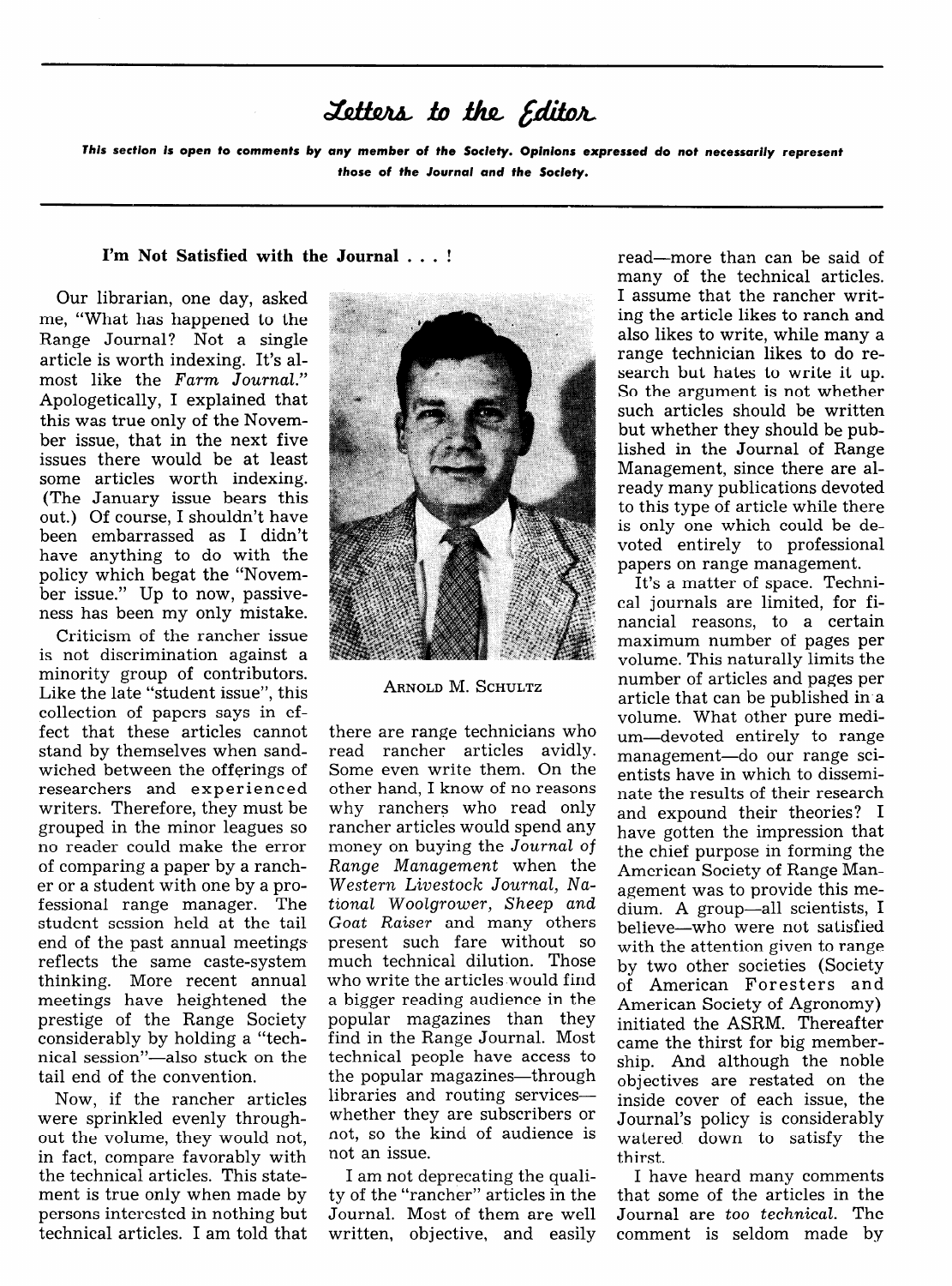# *Letters to the Editor*

***This section is open to comments by any member of the Society. Opinions expressed do not necessarily represent those of the Journal and the Society.***

## I'm Not Satisfied with the Journal . . . !

Our librarian, one day, asked me, "What has happened to the Range Journal? Not a single article is worth indexing. It's almost like the *Farm Journal*." Apologetically, I explained that this was true only of the November issue, that in the next five issues there would be at least some articles worth indexing. (The January issue bears this out.) Of course, I shouldn't have been embarrassed as I didn't have anything to do with the policy which begat the "November issue." Up to now, passiveness has been my only mistake.

Criticism of the rancher issue is not discrimination against a minority group of contributors. Like the late "student issue", this collection of papers says in effect that these articles cannot stand by themselves when sandwiched between the offerings of researchers and experienced writers. Therefore, they must be grouped in the minor leagues so no reader could make the error of comparing a paper by a rancher or a student with one by a professional range manager. The student session held at the tail end of the past annual meetings reflects the same caste-system thinking. More recent annual meetings have heightened the prestige of the Range Society considerably by holding a "technical session"—also stuck on the tail end of the convention.

Now, if the rancher articles were sprinkled evenly throughout the volume, they would not, in fact, compare favorably with the technical articles. This statement is true only when made by persons interested in nothing but technical articles. I am told that there are range technicians who read rancher articles avidly. Some even write them. On the other hand, I know of no reasons why ranchers who read only rancher articles would spend any money on buying the *Journal of Range Management* when the *Western Livestock Journal*, *National Woolgrower*, *Sheep and Goat Raiser* and many others present such fare without so much technical dilution. Those who write the articles would find a bigger reading audience in the popular magazines than they find in the Range Journal. Most technical people have access to the popular magazines—through libraries and routing services—whether they are subscribers or not, so the kind of audience is not an issue.

ARNOLD M. SCHULTZ

I am not deprecating the quality of the "rancher" articles in the Journal. Most of them are well written, objective, and easily read—more than can be said of many of the technical articles. I assume that the rancher writing the article likes to ranch and also likes to write, while many a range technician likes to do research but hates to write it up. So the argument is not whether such articles should be written but whether they should be published in the Journal of Range Management, since there are already many publications devoted to this type of article while there is only one which could be devoted entirely to professional papers on range management.

It's a matter of space. Technical journals are limited, for financial reasons, to a certain maximum number of pages per volume. This naturally limits the number of articles and pages per article that can be published in a volume. What other pure medium—devoted entirely to range management—do our range scientists have in which to disseminate the results of their research and expound their theories? I have gotten the impression that the chief purpose in forming the American Society of Range Management was to provide this medium. A group—all scientists, I believe—who were not satisfied with the attention given to range by two other societies (Society of American Foresters and American Society of Agronomy) initiated the ASRM. Thereafter came the thirst for big membership. And although the noble objectives are restated on the inside cover of each issue, the Journal's policy is considerably watered down to satisfy the thirst.

I have heard many comments that some of the articles in the Journal are *too technical*. The comment is seldom made by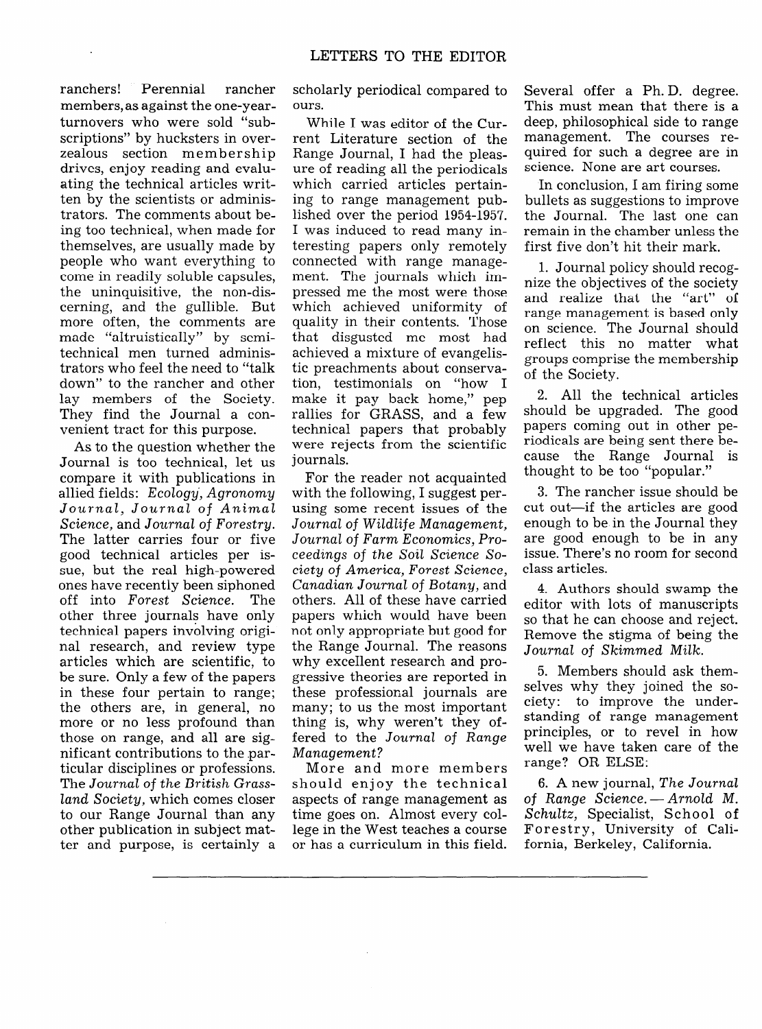ranchers! Perennial rancher members, as against the one-year-turnovers who were sold "subscriptions" by hucksters in overzealous section membership drives, enjoy reading and evaluating the technical articles written by the scientists or administrators. The comments about being too technical, when made for themselves, are usually made by people who want everything to come in readily soluble capsules, the uninquisitive, the non-discerning, and the gullible. But more often, the comments are made "altruistically" by semi-technical men turned administrators who feel the need to "talk down" to the rancher and other lay members of the Society. They find the Journal a convenient tract for this purpose.

As to the question whether the Journal is too technical, let us compare it with publications in allied fields: *Ecology*, *Agronomy Journal*, *Journal of Animal Science*, and *Journal of Forestry*. The latter carries four or five good technical articles per issue, but the real high-powered ones have recently been siphoned off into *Forest Science*. The other three journals have only technical papers involving original research, and review type articles which are scientific, to be sure. Only a few of the papers in these four pertain to range; the others are, in general, no more or no less profound than those on range, and all are significant contributions to the particular disciplines or professions. The *Journal of the British Grassland Society*, which comes closer to our Range Journal than any other publication in subject matter and purpose, is certainly a scholarly periodical compared to ours.

While I was editor of the Current Literature section of the Range Journal, I had the pleasure of reading all the periodicals which carried articles pertaining to range management published over the period 1954-1957. I was induced to read many interesting papers only remotely connected with range management. The journals which impressed me the most were those which achieved uniformity of quality in their contents. Those that disgusted me most had achieved a mixture of evangelistic preachments about conservation, testimonials on "how I make it pay back home," pep rallies for GRASS, and a few technical papers that probably were rejects from the scientific journals.

For the reader not acquainted with the following, I suggest perusing some recent issues of the *Journal of Wildlife Management*, *Journal of Farm Economics*, *Proceedings of the Soil Science Society of America*, *Forest Science*, *Canadian Journal of Botany*, and others. All of these have carried papers which would have been not only appropriate but good for the Range Journal. The reasons why excellent research and progressive theories are reported in these professional journals are many; to us the most important thing is, why weren't they offered to the *Journal of Range Management*?

More and more members should enjoy the technical aspects of range management as time goes on. Almost every college in the West teaches a course or has a curriculum in this field. Several offer a Ph. D. degree. This must mean that there is a deep, philosophical side to range management. The courses required for such a degree are in science. None are art courses.

In conclusion, I am firing some bullets as suggestions to improve the Journal. The last one can remain in the chamber unless the first five don't hit their mark.

1. Journal policy should recognize the objectives of the society and realize that the "art" of range management is based only on science. The Journal should reflect this no matter what groups comprise the membership of the Society.

2. All the technical articles should be upgraded. The good papers coming out in other periodicals are being sent there because the Range Journal is thought to be too "popular."

3. The rancher issue should be cut out—if the articles are good enough to be in the Journal they are good enough to be in any issue. There's no room for second class articles.

4. Authors should swamp the editor with lots of manuscripts so that he can choose and reject. Remove the stigma of being the *Journal of Skimmed Milk*.

5. Members should ask themselves why they joined the society: to improve the understanding of range management principles, or to revel in how well we have taken care of the range? OR ELSE:

6. A new journal, *The Journal of Range Science*. — *Arnold M. Schultz*, Specialist, School of Forestry, University of California, Berkeley, California.